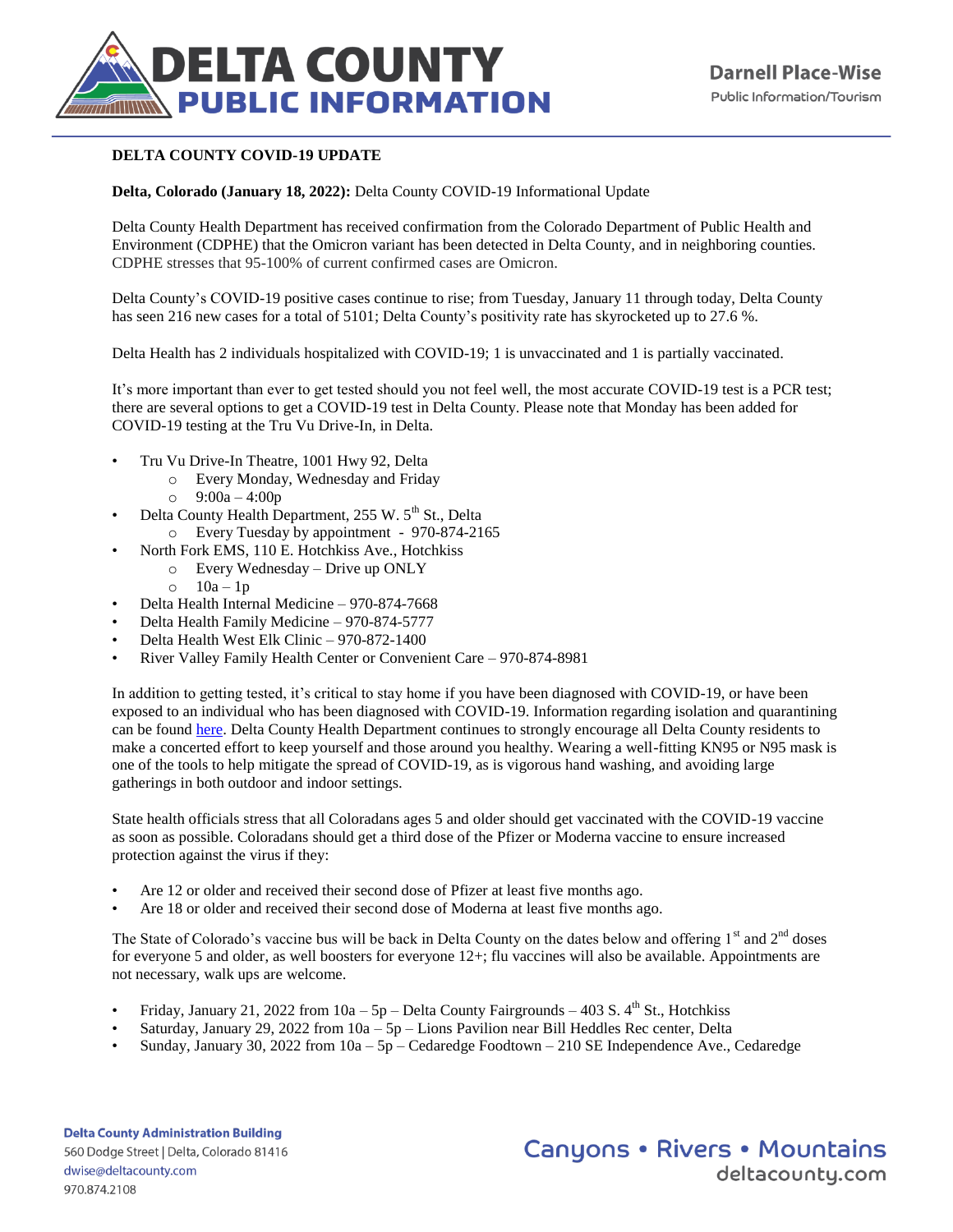# DELTA COUNTY PUBLIC INFORMATION

**Darnell Place-Wise**
Public Information/Tourism

**DELTA COUNTY COVID-19 UPDATE**

**Delta, Colorado (January 18, 2022):** Delta County COVID-19 Informational Update

Delta County Health Department has received confirmation from the Colorado Department of Public Health and Environment (CDPHE) that the Omicron variant has been detected in Delta County, and in neighboring counties. CDPHE stresses that 95-100% of current confirmed cases are Omicron.

Delta County's COVID-19 positive cases continue to rise; from Tuesday, January 11 through today, Delta County has seen 216 new cases for a total of 5101; Delta County's positivity rate has skyrocketed up to 27.6 %.

Delta Health has 2 individuals hospitalized with COVID-19; 1 is unvaccinated and 1 is partially vaccinated.

It's more important than ever to get tested should you not feel well, the most accurate COVID-19 test is a PCR test; there are several options to get a COVID-19 test in Delta County. Please note that Monday has been added for COVID-19 testing at the Tru Vu Drive-In, in Delta.

- Tru Vu Drive-In Theatre, 1001 Hwy 92, Delta
  - Every Monday, Wednesday and Friday
  - 9:00a – 4:00p
- Delta County Health Department, 255 W. 5th St., Delta
  - Every Tuesday by appointment - 970-874-2165
- North Fork EMS, 110 E. Hotchkiss Ave., Hotchkiss
  - Every Wednesday – Drive up ONLY
  - 10a – 1p
- Delta Health Internal Medicine – 970-874-7668
- Delta Health Family Medicine – 970-874-5777
- Delta Health West Elk Clinic – 970-872-1400
- River Valley Family Health Center or Convenient Care – 970-874-8981

In addition to getting tested, it's critical to stay home if you have been diagnosed with COVID-19, or have been exposed to an individual who has been diagnosed with COVID-19. Information regarding isolation and quarantining can be found here. Delta County Health Department continues to strongly encourage all Delta County residents to make a concerted effort to keep yourself and those around you healthy. Wearing a well-fitting KN95 or N95 mask is one of the tools to help mitigate the spread of COVID-19, as is vigorous hand washing, and avoiding large gatherings in both outdoor and indoor settings.

State health officials stress that all Coloradans ages 5 and older should get vaccinated with the COVID-19 vaccine as soon as possible. Coloradans should get a third dose of the Pfizer or Moderna vaccine to ensure increased protection against the virus if they:

- Are 12 or older and received their second dose of Pfizer at least five months ago.
- Are 18 or older and received their second dose of Moderna at least five months ago.

The State of Colorado's vaccine bus will be back in Delta County on the dates below and offering 1st and 2nd doses for everyone 5 and older, as well boosters for everyone 12+; flu vaccines will also be available. Appointments are not necessary, walk ups are welcome.

- Friday, January 21, 2022 from 10a – 5p – Delta County Fairgrounds – 403 S. 4th St., Hotchkiss
- Saturday, January 29, 2022 from 10a – 5p – Lions Pavilion near Bill Heddles Rec center, Delta
- Sunday, January 30, 2022 from 10a – 5p – Cedaredge Foodtown – 210 SE Independence Ave., Cedaredge

**Delta County Administration Building**
560 Dodge Street | Delta, Colorado 81416
dwise@deltacounty.com
970.874.2108

Canyons • Rivers • Mountains
deltacounty.com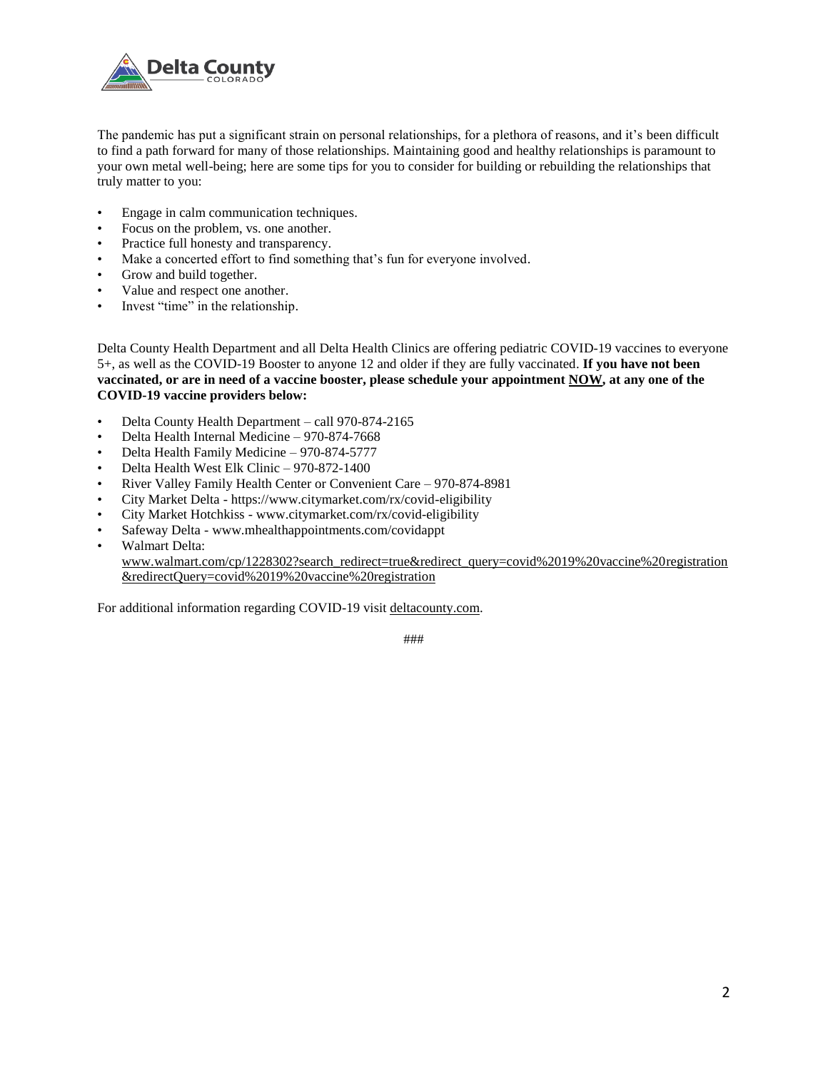The pandemic has put a significant strain on personal relationships, for a plethora of reasons, and it's been difficult to find a path forward for many of those relationships. Maintaining good and healthy relationships is paramount to your own metal well-being; here are some tips for you to consider for building or rebuilding the relationships that truly matter to you:

- Engage in calm communication techniques.
- Focus on the problem, vs. one another.
- Practice full honesty and transparency.
- Make a concerted effort to find something that's fun for everyone involved.
- Grow and build together.
- Value and respect one another.
- Invest "time" in the relationship.

Delta County Health Department and all Delta Health Clinics are offering pediatric COVID-19 vaccines to everyone 5+, as well as the COVID-19 Booster to anyone 12 and older if they are fully vaccinated. **If you have not been vaccinated, or are in need of a vaccine booster, please schedule your appointment NOW, at any one of the COVID-19 vaccine providers below:**

- Delta County Health Department – call 970-874-2165
- Delta Health Internal Medicine – 970-874-7668
- Delta Health Family Medicine – 970-874-5777
- Delta Health West Elk Clinic – 970-872-1400
- River Valley Family Health Center or Convenient Care – 970-874-8981
- City Market Delta - https://www.citymarket.com/rx/covid-eligibility
- City Market Hotchkiss - www.citymarket.com/rx/covid-eligibility
- Safeway Delta - www.mhealthappointments.com/covidappt
- Walmart Delta: www.walmart.com/cp/1228302?search_redirect=true&redirect_query=covid%2019%20vaccine%20registration&redirectQuery=covid%2019%20vaccine%20registration

For additional information regarding COVID-19 visit deltacounty.com.

###